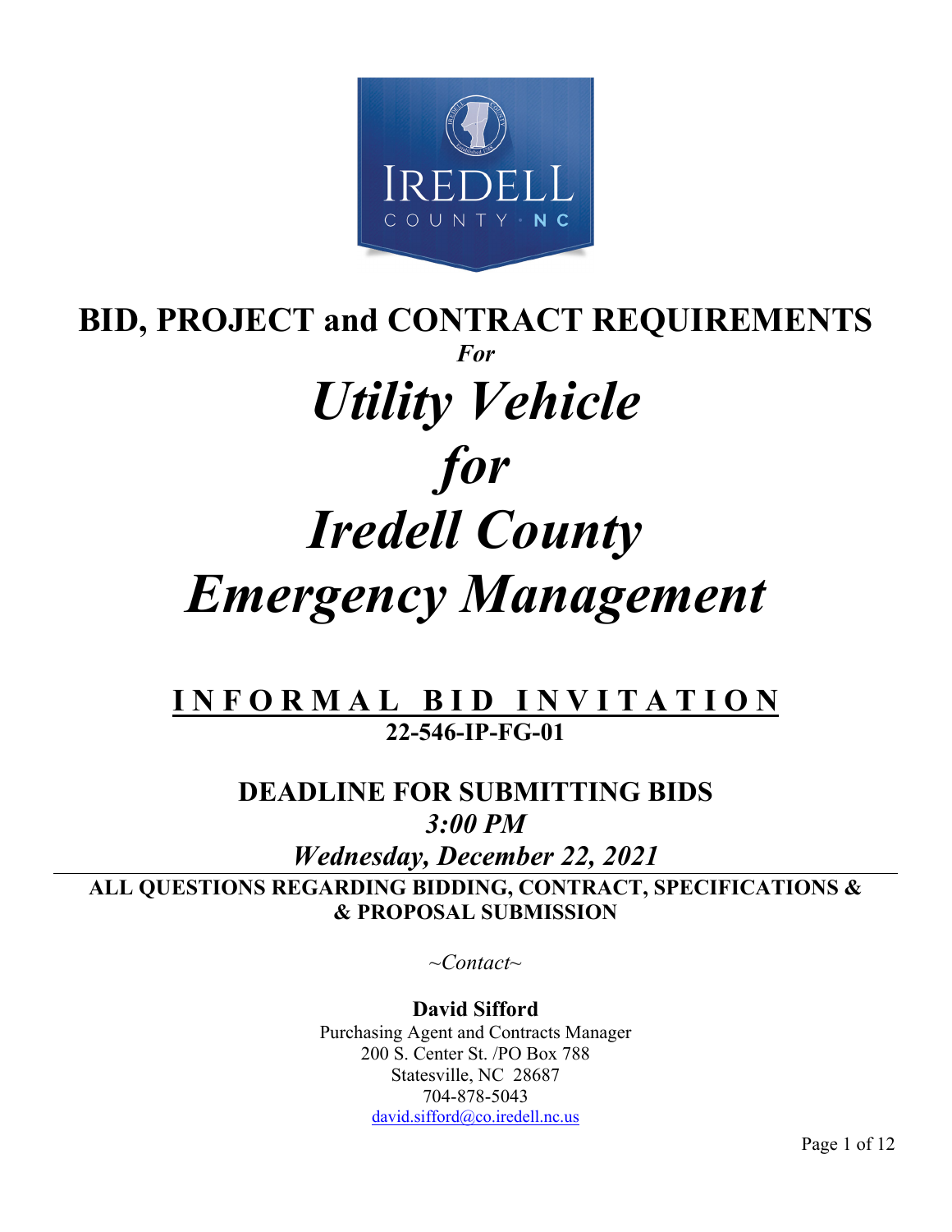# BID, PROJECT and CONTRACT REQUIREMENTS

***For***

# *Utility Vehicle for Iredell County Emergency Management*

## INFORMAL BID INVITATION

**22-546-IP-FG-01**

## DEADLINE FOR SUBMITTING BIDS

***3:00 PM***

***Wednesday, December 22, 2021***

**ALL QUESTIONS REGARDING BIDDING, CONTRACT, SPECIFICATIONS & & PROPOSAL SUBMISSION**

*~Contact~*

**David Sifford**
Purchasing Agent and Contracts Manager
200 S. Center St. /PO Box 788
Statesville, NC 28687
704-878-5043
david.sifford@co.iredell.nc.us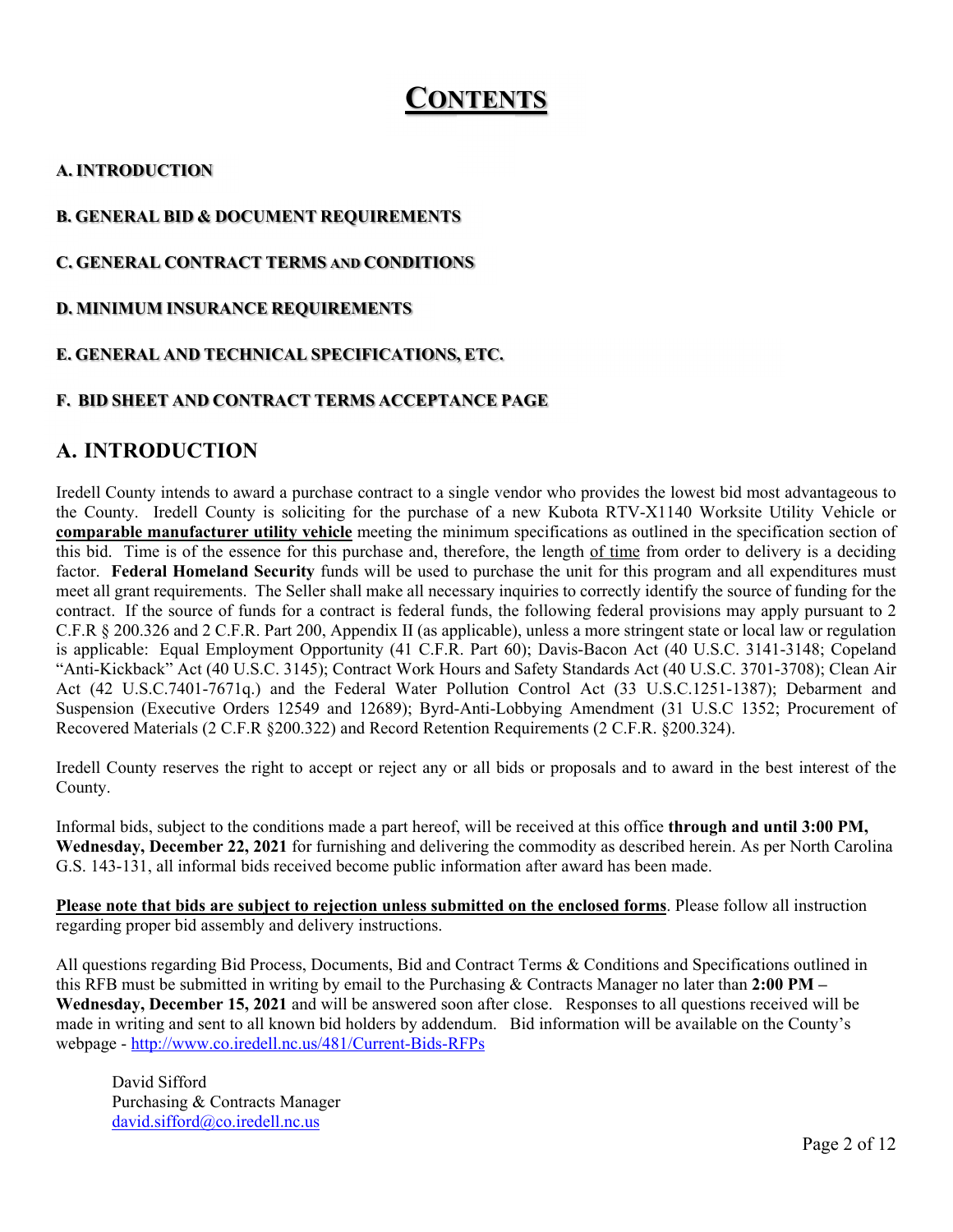# CONTENTS

**A. INTRODUCTION**

**B. GENERAL BID & DOCUMENT REQUIREMENTS**

**C. GENERAL CONTRACT TERMS AND CONDITIONS**

**D. MINIMUM INSURANCE REQUIREMENTS**

**E. GENERAL AND TECHNICAL SPECIFICATIONS, ETC.**

**F. BID SHEET AND CONTRACT TERMS ACCEPTANCE PAGE**

## A. INTRODUCTION

Iredell County intends to award a purchase contract to a single vendor who provides the lowest bid most advantageous to the County. Iredell County is soliciting for the purchase of a new Kubota RTV-X1140 Worksite Utility Vehicle or **comparable manufacturer utility vehicle** meeting the minimum specifications as outlined in the specification section of this bid. Time is of the essence for this purchase and, therefore, the length of time from order to delivery is a deciding factor. **Federal Homeland Security** funds will be used to purchase the unit for this program and all expenditures must meet all grant requirements. The Seller shall make all necessary inquiries to correctly identify the source of funding for the contract. If the source of funds for a contract is federal funds, the following federal provisions may apply pursuant to 2 C.F.R § 200.326 and 2 C.F.R. Part 200, Appendix II (as applicable), unless a more stringent state or local law or regulation is applicable: Equal Employment Opportunity (41 C.F.R. Part 60); Davis-Bacon Act (40 U.S.C. 3141-3148; Copeland "Anti-Kickback" Act (40 U.S.C. 3145); Contract Work Hours and Safety Standards Act (40 U.S.C. 3701-3708); Clean Air Act (42 U.S.C.7401-7671q.) and the Federal Water Pollution Control Act (33 U.S.C.1251-1387); Debarment and Suspension (Executive Orders 12549 and 12689); Byrd-Anti-Lobbying Amendment (31 U.S.C 1352; Procurement of Recovered Materials (2 C.F.R §200.322) and Record Retention Requirements (2 C.F.R. §200.324).

Iredell County reserves the right to accept or reject any or all bids or proposals and to award in the best interest of the County.

Informal bids, subject to the conditions made a part hereof, will be received at this office **through and until 3:00 PM, Wednesday, December 22, 2021** for furnishing and delivering the commodity as described herein. As per North Carolina G.S. 143-131, all informal bids received become public information after award has been made.

**Please note that bids are subject to rejection unless submitted on the enclosed forms**. Please follow all instruction regarding proper bid assembly and delivery instructions.

All questions regarding Bid Process, Documents, Bid and Contract Terms & Conditions and Specifications outlined in this RFB must be submitted in writing by email to the Purchasing & Contracts Manager no later than **2:00 PM – Wednesday, December 15, 2021** and will be answered soon after close. Responses to all questions received will be made in writing and sent to all known bid holders by addendum. Bid information will be available on the County's webpage - http://www.co.iredell.nc.us/481/Current-Bids-RFPs

David Sifford
Purchasing & Contracts Manager
david.sifford@co.iredell.nc.us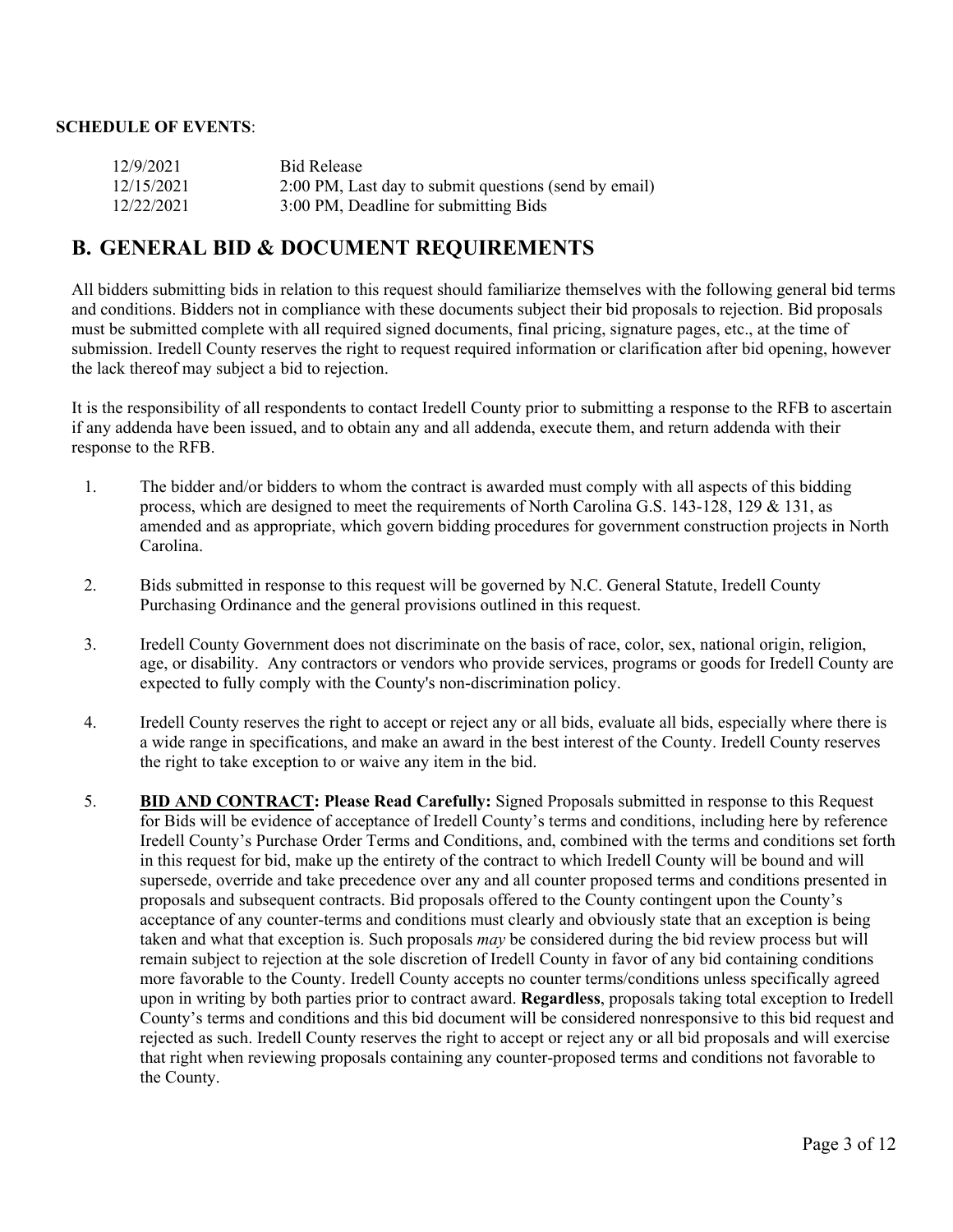**SCHEDULE OF EVENTS**:

| | |
|---|---|
| 12/9/2021 | Bid Release |
| 12/15/2021 | 2:00 PM, Last day to submit questions (send by email) |
| 12/22/2021 | 3:00 PM, Deadline for submitting Bids |

## B. GENERAL BID & DOCUMENT REQUIREMENTS

All bidders submitting bids in relation to this request should familiarize themselves with the following general bid terms and conditions. Bidders not in compliance with these documents subject their bid proposals to rejection. Bid proposals must be submitted complete with all required signed documents, final pricing, signature pages, etc., at the time of submission. Iredell County reserves the right to request required information or clarification after bid opening, however the lack thereof may subject a bid to rejection.

It is the responsibility of all respondents to contact Iredell County prior to submitting a response to the RFB to ascertain if any addenda have been issued, and to obtain any and all addenda, execute them, and return addenda with their response to the RFB.

1. The bidder and/or bidders to whom the contract is awarded must comply with all aspects of this bidding process, which are designed to meet the requirements of North Carolina G.S. 143-128, 129 & 131, as amended and as appropriate, which govern bidding procedures for government construction projects in North Carolina.

2. Bids submitted in response to this request will be governed by N.C. General Statute, Iredell County Purchasing Ordinance and the general provisions outlined in this request.

3. Iredell County Government does not discriminate on the basis of race, color, sex, national origin, religion, age, or disability. Any contractors or vendors who provide services, programs or goods for Iredell County are expected to fully comply with the County's non-discrimination policy.

4. Iredell County reserves the right to accept or reject any or all bids, evaluate all bids, especially where there is a wide range in specifications, and make an award in the best interest of the County. Iredell County reserves the right to take exception to or waive any item in the bid.

5. **BID AND CONTRACT: Please Read Carefully:** Signed Proposals submitted in response to this Request for Bids will be evidence of acceptance of Iredell County's terms and conditions, including here by reference Iredell County's Purchase Order Terms and Conditions, and, combined with the terms and conditions set forth in this request for bid, make up the entirety of the contract to which Iredell County will be bound and will supersede, override and take precedence over any and all counter proposed terms and conditions presented in proposals and subsequent contracts. Bid proposals offered to the County contingent upon the County's acceptance of any counter-terms and conditions must clearly and obviously state that an exception is being taken and what that exception is. Such proposals *may* be considered during the bid review process but will remain subject to rejection at the sole discretion of Iredell County in favor of any bid containing conditions more favorable to the County. Iredell County accepts no counter terms/conditions unless specifically agreed upon in writing by both parties prior to contract award. **Regardless**, proposals taking total exception to Iredell County's terms and conditions and this bid document will be considered nonresponsive to this bid request and rejected as such. Iredell County reserves the right to accept or reject any or all bid proposals and will exercise that right when reviewing proposals containing any counter-proposed terms and conditions not favorable to the County.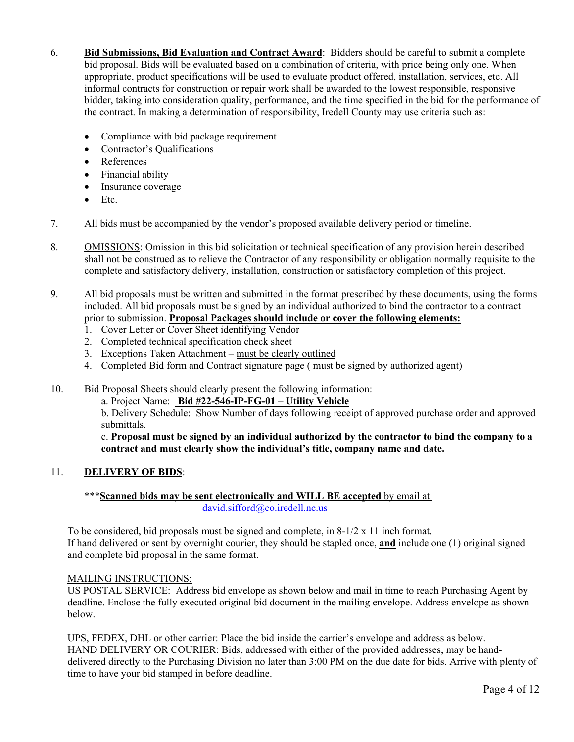6. **Bid Submissions, Bid Evaluation and Contract Award**: Bidders should be careful to submit a complete bid proposal. Bids will be evaluated based on a combination of criteria, with price being only one. When appropriate, product specifications will be used to evaluate product offered, installation, services, etc. All informal contracts for construction or repair work shall be awarded to the lowest responsible, responsive bidder, taking into consideration quality, performance, and the time specified in the bid for the performance of the contract. In making a determination of responsibility, Iredell County may use criteria such as:

   - Compliance with bid package requirement
   - Contractor's Qualifications
   - References
   - Financial ability
   - Insurance coverage
   - Etc.

7. All bids must be accompanied by the vendor's proposed available delivery period or timeline.

8. OMISSIONS: Omission in this bid solicitation or technical specification of any provision herein described shall not be construed as to relieve the Contractor of any responsibility or obligation normally requisite to the complete and satisfactory delivery, installation, construction or satisfactory completion of this project.

9. All bid proposals must be written and submitted in the format prescribed by these documents, using the forms included. All bid proposals must be signed by an individual authorized to bind the contractor to a contract prior to submission. **Proposal Packages should include or cover the following elements:**
   1. Cover Letter or Cover Sheet identifying Vendor
   2. Completed technical specification check sheet
   3. Exceptions Taken Attachment – must be clearly outlined
   4. Completed Bid form and Contract signature page ( must be signed by authorized agent)

10. Bid Proposal Sheets should clearly present the following information:
    a. Project Name: **Bid #22-546-IP-FG-01 – Utility Vehicle**
    b. Delivery Schedule: Show Number of days following receipt of approved purchase order and approved submittals.
    c. **Proposal must be signed by an individual authorized by the contractor to bind the company to a contract and must clearly show the individual's title, company name and date.**

11. **DELIVERY OF BIDS**:

    ***__**Scanned bids may be sent electronically and WILL BE accepted**__ by email at david.sifford@co.iredell.nc.us

    To be considered, bid proposals must be signed and complete, in 8-1/2 x 11 inch format.
    If hand delivered or sent by overnight courier, they should be stapled once, **and** include one (1) original signed and complete bid proposal in the same format.

    MAILING INSTRUCTIONS:
    US POSTAL SERVICE: Address bid envelope as shown below and mail in time to reach Purchasing Agent by deadline. Enclose the fully executed original bid document in the mailing envelope. Address envelope as shown below.

    UPS, FEDEX, DHL or other carrier: Place the bid inside the carrier's envelope and address as below.
    HAND DELIVERY OR COURIER: Bids, addressed with either of the provided addresses, may be hand-delivered directly to the Purchasing Division no later than 3:00 PM on the due date for bids. Arrive with plenty of time to have your bid stamped in before deadline.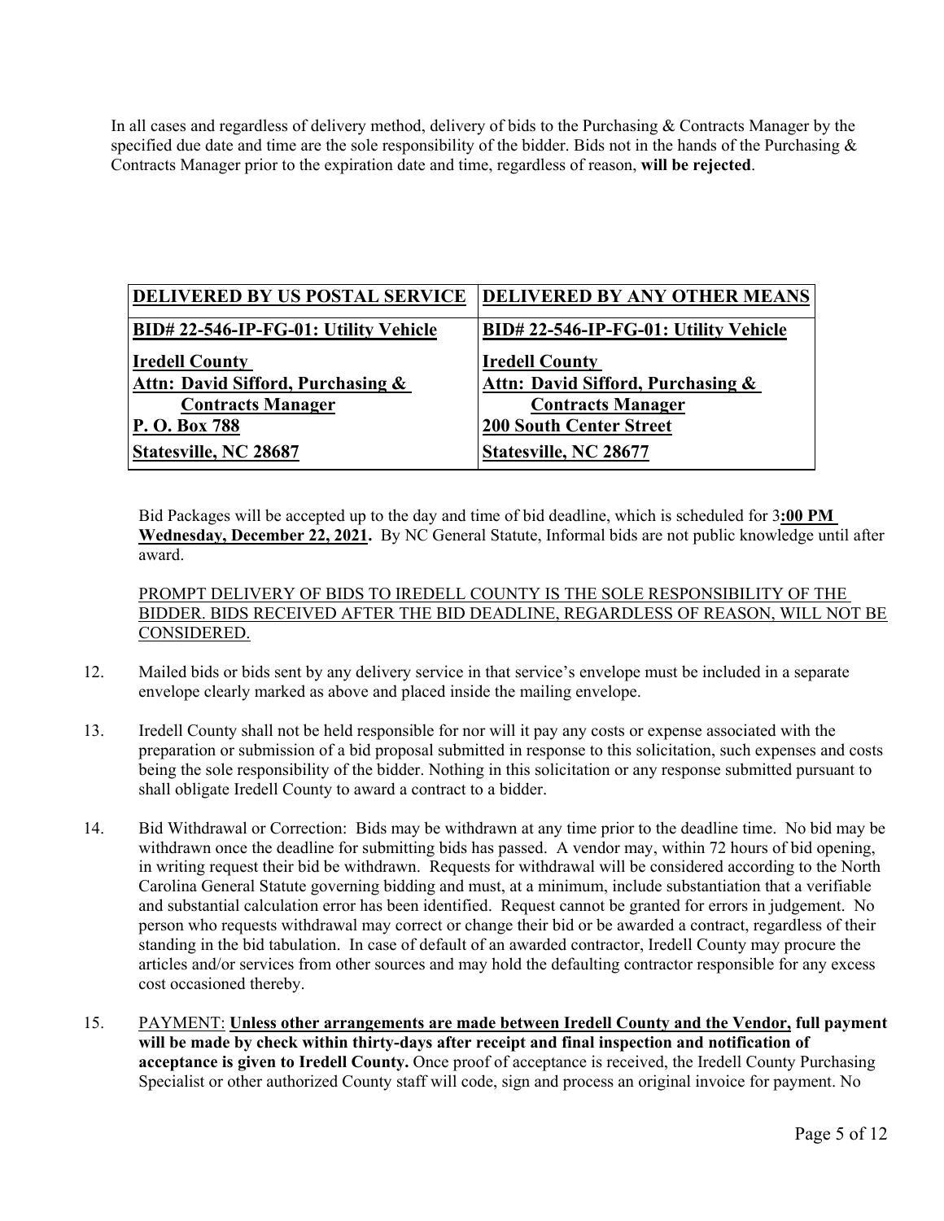In all cases and regardless of delivery method, delivery of bids to the Purchasing & Contracts Manager by the specified due date and time are the sole responsibility of the bidder. Bids not in the hands of the Purchasing & Contracts Manager prior to the expiration date and time, regardless of reason, **will be rejected**.

| DELIVERED BY US POSTAL SERVICE | DELIVERED BY ANY OTHER MEANS |
|---|---|
| **BID# 22-546-IP-FG-01: Utility Vehicle** | **BID# 22-546-IP-FG-01: Utility Vehicle** |
| **Iredell County**<br>**Attn: David Sifford, Purchasing & Contracts Manager**<br>**P. O. Box 788**<br>**Statesville, NC 28687** | **Iredell County**<br>**Attn: David Sifford, Purchasing & Contracts Manager**<br>**200 South Center Street**<br>**Statesville, NC 28677** |

Bid Packages will be accepted up to the day and time of bid deadline, which is scheduled for 3**:00 PM Wednesday, December 22, 2021.** By NC General Statute, Informal bids are not public knowledge until after award.

PROMPT DELIVERY OF BIDS TO IREDELL COUNTY IS THE SOLE RESPONSIBILITY OF THE BIDDER. BIDS RECEIVED AFTER THE BID DEADLINE, REGARDLESS OF REASON, WILL NOT BE CONSIDERED.

12. Mailed bids or bids sent by any delivery service in that service's envelope must be included in a separate envelope clearly marked as above and placed inside the mailing envelope.

13. Iredell County shall not be held responsible for nor will it pay any costs or expense associated with the preparation or submission of a bid proposal submitted in response to this solicitation, such expenses and costs being the sole responsibility of the bidder. Nothing in this solicitation or any response submitted pursuant to shall obligate Iredell County to award a contract to a bidder.

14. Bid Withdrawal or Correction: Bids may be withdrawn at any time prior to the deadline time. No bid may be withdrawn once the deadline for submitting bids has passed. A vendor may, within 72 hours of bid opening, in writing request their bid be withdrawn. Requests for withdrawal will be considered according to the North Carolina General Statute governing bidding and must, at a minimum, include substantiation that a verifiable and substantial calculation error has been identified. Request cannot be granted for errors in judgement. No person who requests withdrawal may correct or change their bid or be awarded a contract, regardless of their standing in the bid tabulation. In case of default of an awarded contractor, Iredell County may procure the articles and/or services from other sources and may hold the defaulting contractor responsible for any excess cost occasioned thereby.

15. PAYMENT: **Unless other arrangements are made between Iredell County and the Vendor, full payment will be made by check within thirty-days after receipt and final inspection and notification of acceptance is given to Iredell County.** Once proof of acceptance is received, the Iredell County Purchasing Specialist or other authorized County staff will code, sign and process an original invoice for payment. No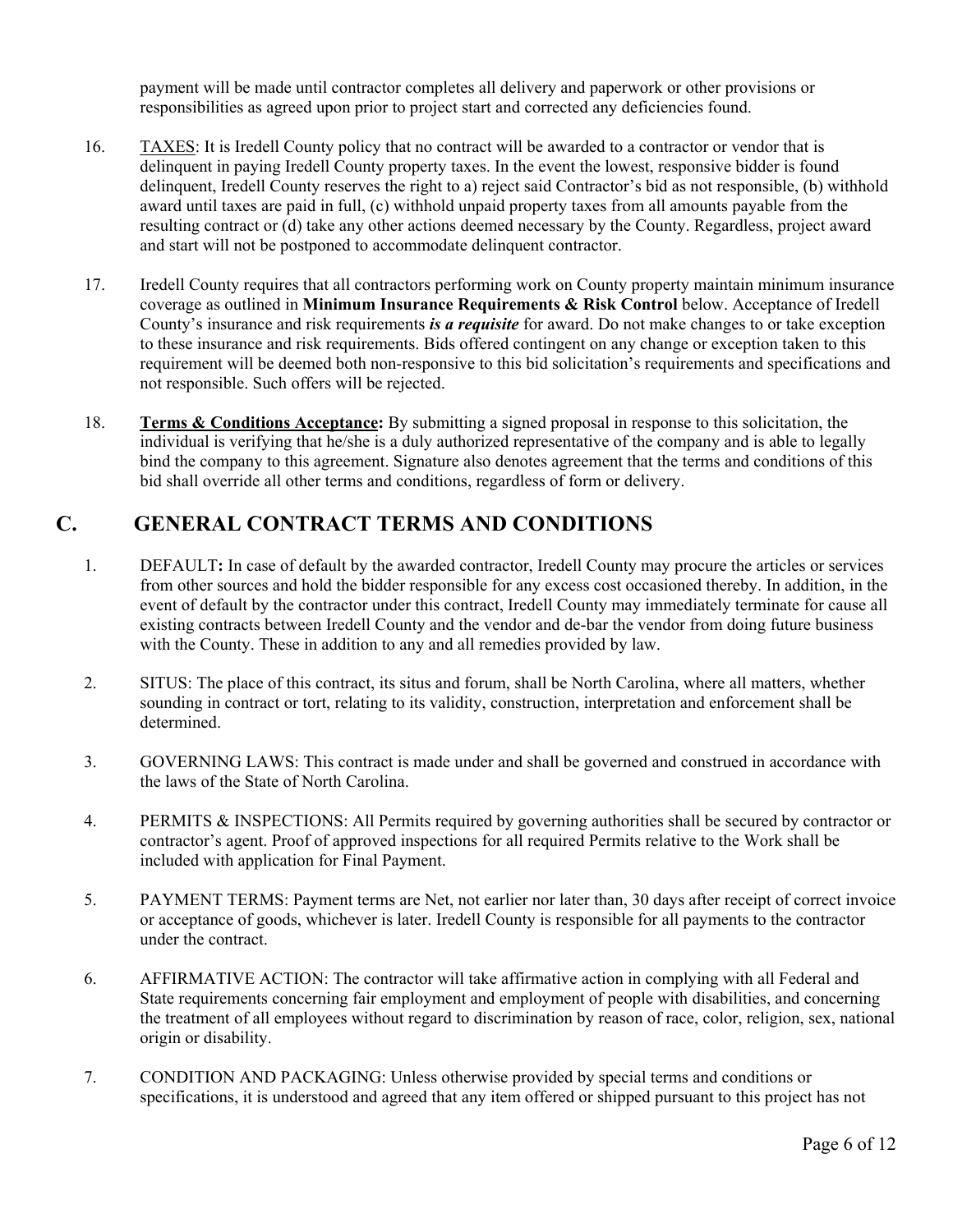payment will be made until contractor completes all delivery and paperwork or other provisions or responsibilities as agreed upon prior to project start and corrected any deficiencies found.

16. TAXES: It is Iredell County policy that no contract will be awarded to a contractor or vendor that is delinquent in paying Iredell County property taxes. In the event the lowest, responsive bidder is found delinquent, Iredell County reserves the right to a) reject said Contractor's bid as not responsible, (b) withhold award until taxes are paid in full, (c) withhold unpaid property taxes from all amounts payable from the resulting contract or (d) take any other actions deemed necessary by the County. Regardless, project award and start will not be postponed to accommodate delinquent contractor.

17. Iredell County requires that all contractors performing work on County property maintain minimum insurance coverage as outlined in **Minimum Insurance Requirements & Risk Control** below. Acceptance of Iredell County's insurance and risk requirements ***is a requisite*** for award. Do not make changes to or take exception to these insurance and risk requirements. Bids offered contingent on any change or exception taken to this requirement will be deemed both non-responsive to this bid solicitation's requirements and specifications and not responsible. Such offers will be rejected.

18. **Terms & Conditions Acceptance:** By submitting a signed proposal in response to this solicitation, the individual is verifying that he/she is a duly authorized representative of the company and is able to legally bind the company to this agreement. Signature also denotes agreement that the terms and conditions of this bid shall override all other terms and conditions, regardless of form or delivery.

## C. GENERAL CONTRACT TERMS AND CONDITIONS

1. DEFAULT**:** In case of default by the awarded contractor, Iredell County may procure the articles or services from other sources and hold the bidder responsible for any excess cost occasioned thereby. In addition, in the event of default by the contractor under this contract, Iredell County may immediately terminate for cause all existing contracts between Iredell County and the vendor and de-bar the vendor from doing future business with the County. These in addition to any and all remedies provided by law.

2. SITUS: The place of this contract, its situs and forum, shall be North Carolina, where all matters, whether sounding in contract or tort, relating to its validity, construction, interpretation and enforcement shall be determined.

3. GOVERNING LAWS: This contract is made under and shall be governed and construed in accordance with the laws of the State of North Carolina.

4. PERMITS & INSPECTIONS: All Permits required by governing authorities shall be secured by contractor or contractor's agent. Proof of approved inspections for all required Permits relative to the Work shall be included with application for Final Payment.

5. PAYMENT TERMS: Payment terms are Net, not earlier nor later than, 30 days after receipt of correct invoice or acceptance of goods, whichever is later. Iredell County is responsible for all payments to the contractor under the contract.

6. AFFIRMATIVE ACTION: The contractor will take affirmative action in complying with all Federal and State requirements concerning fair employment and employment of people with disabilities, and concerning the treatment of all employees without regard to discrimination by reason of race, color, religion, sex, national origin or disability.

7. CONDITION AND PACKAGING: Unless otherwise provided by special terms and conditions or specifications, it is understood and agreed that any item offered or shipped pursuant to this project has not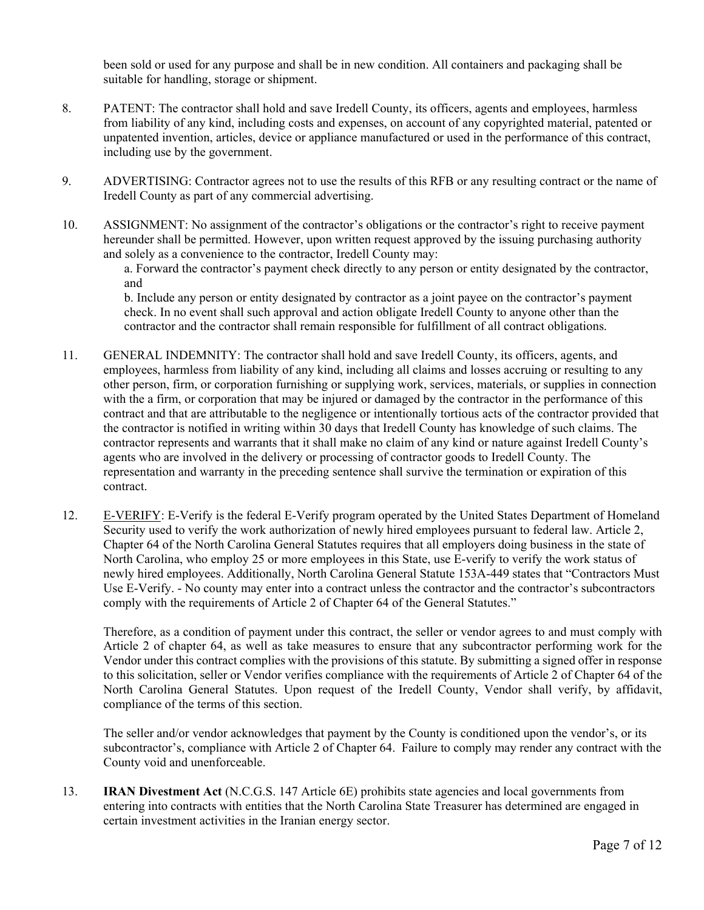been sold or used for any purpose and shall be in new condition. All containers and packaging shall be suitable for handling, storage or shipment.

8. PATENT: The contractor shall hold and save Iredell County, its officers, agents and employees, harmless from liability of any kind, including costs and expenses, on account of any copyrighted material, patented or unpatented invention, articles, device or appliance manufactured or used in the performance of this contract, including use by the government.

9. ADVERTISING: Contractor agrees not to use the results of this RFB or any resulting contract or the name of Iredell County as part of any commercial advertising.

10. ASSIGNMENT: No assignment of the contractor's obligations or the contractor's right to receive payment hereunder shall be permitted. However, upon written request approved by the issuing purchasing authority and solely as a convenience to the contractor, Iredell County may:

    a. Forward the contractor's payment check directly to any person or entity designated by the contractor, and

    b. Include any person or entity designated by contractor as a joint payee on the contractor's payment check. In no event shall such approval and action obligate Iredell County to anyone other than the contractor and the contractor shall remain responsible for fulfillment of all contract obligations.

11. GENERAL INDEMNITY: The contractor shall hold and save Iredell County, its officers, agents, and employees, harmless from liability of any kind, including all claims and losses accruing or resulting to any other person, firm, or corporation furnishing or supplying work, services, materials, or supplies in connection with the a firm, or corporation that may be injured or damaged by the contractor in the performance of this contract and that are attributable to the negligence or intentionally tortious acts of the contractor provided that the contractor is notified in writing within 30 days that Iredell County has knowledge of such claims. The contractor represents and warrants that it shall make no claim of any kind or nature against Iredell County's agents who are involved in the delivery or processing of contractor goods to Iredell County. The representation and warranty in the preceding sentence shall survive the termination or expiration of this contract.

12. E-VERIFY: E-Verify is the federal E-Verify program operated by the United States Department of Homeland Security used to verify the work authorization of newly hired employees pursuant to federal law. Article 2, Chapter 64 of the North Carolina General Statutes requires that all employers doing business in the state of North Carolina, who employ 25 or more employees in this State, use E-verify to verify the work status of newly hired employees. Additionally, North Carolina General Statute 153A-449 states that "Contractors Must Use E-Verify. - No county may enter into a contract unless the contractor and the contractor's subcontractors comply with the requirements of Article 2 of Chapter 64 of the General Statutes."

    Therefore, as a condition of payment under this contract, the seller or vendor agrees to and must comply with Article 2 of chapter 64, as well as take measures to ensure that any subcontractor performing work for the Vendor under this contract complies with the provisions of this statute. By submitting a signed offer in response to this solicitation, seller or Vendor verifies compliance with the requirements of Article 2 of Chapter 64 of the North Carolina General Statutes. Upon request of the Iredell County, Vendor shall verify, by affidavit, compliance of the terms of this section.

    The seller and/or vendor acknowledges that payment by the County is conditioned upon the vendor's, or its subcontractor's, compliance with Article 2 of Chapter 64. Failure to comply may render any contract with the County void and unenforceable.

13. **IRAN Divestment Act** (N.C.G.S. 147 Article 6E) prohibits state agencies and local governments from entering into contracts with entities that the North Carolina State Treasurer has determined are engaged in certain investment activities in the Iranian energy sector.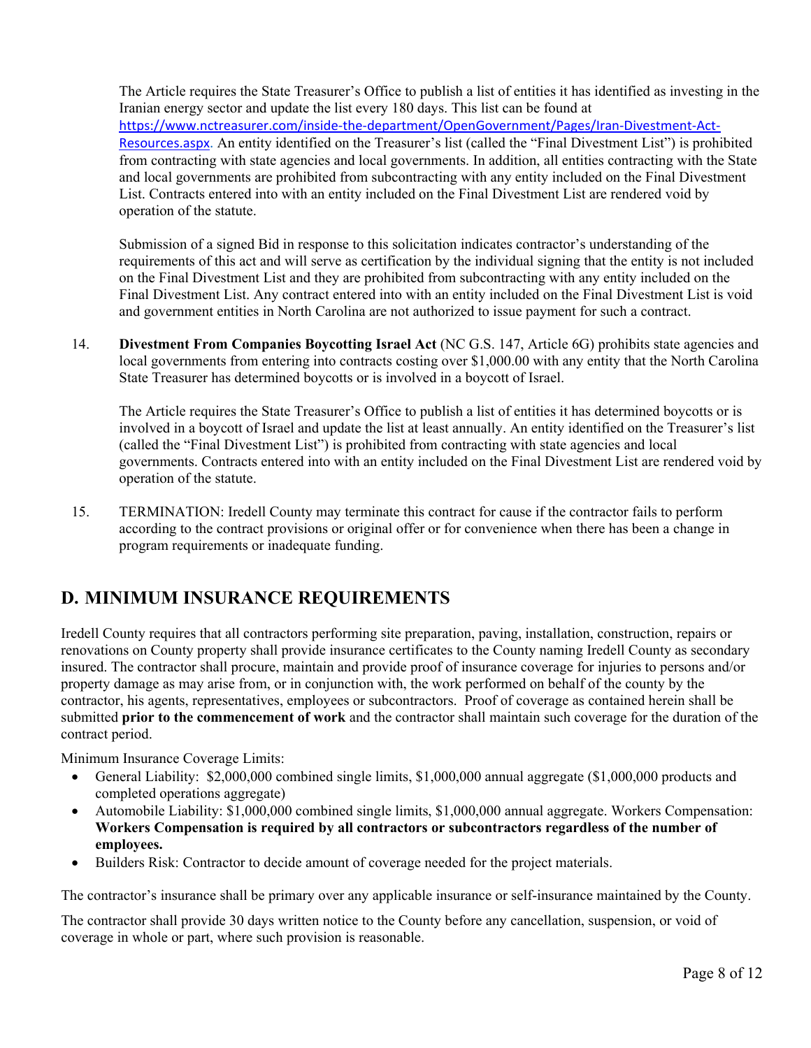The Article requires the State Treasurer's Office to publish a list of entities it has identified as investing in the Iranian energy sector and update the list every 180 days. This list can be found at https://www.nctreasurer.com/inside-the-department/OpenGovernment/Pages/Iran-Divestment-Act-Resources.aspx. An entity identified on the Treasurer's list (called the "Final Divestment List") is prohibited from contracting with state agencies and local governments. In addition, all entities contracting with the State and local governments are prohibited from subcontracting with any entity included on the Final Divestment List. Contracts entered into with an entity included on the Final Divestment List are rendered void by operation of the statute.

Submission of a signed Bid in response to this solicitation indicates contractor's understanding of the requirements of this act and will serve as certification by the individual signing that the entity is not included on the Final Divestment List and they are prohibited from subcontracting with any entity included on the Final Divestment List. Any contract entered into with an entity included on the Final Divestment List is void and government entities in North Carolina are not authorized to issue payment for such a contract.

14. **Divestment From Companies Boycotting Israel Act** (NC G.S. 147, Article 6G) prohibits state agencies and local governments from entering into contracts costing over $1,000.00 with any entity that the North Carolina State Treasurer has determined boycotts or is involved in a boycott of Israel.

    The Article requires the State Treasurer's Office to publish a list of entities it has determined boycotts or is involved in a boycott of Israel and update the list at least annually. An entity identified on the Treasurer's list (called the "Final Divestment List") is prohibited from contracting with state agencies and local governments. Contracts entered into with an entity included on the Final Divestment List are rendered void by operation of the statute.

15. TERMINATION: Iredell County may terminate this contract for cause if the contractor fails to perform according to the contract provisions or original offer or for convenience when there has been a change in program requirements or inadequate funding.

## D. MINIMUM INSURANCE REQUIREMENTS

Iredell County requires that all contractors performing site preparation, paving, installation, construction, repairs or renovations on County property shall provide insurance certificates to the County naming Iredell County as secondary insured. The contractor shall procure, maintain and provide proof of insurance coverage for injuries to persons and/or property damage as may arise from, or in conjunction with, the work performed on behalf of the county by the contractor, his agents, representatives, employees or subcontractors. Proof of coverage as contained herein shall be submitted **prior to the commencement of work** and the contractor shall maintain such coverage for the duration of the contract period.

Minimum Insurance Coverage Limits:

- General Liability: $2,000,000 combined single limits, $1,000,000 annual aggregate ($1,000,000 products and completed operations aggregate)
- Automobile Liability: $1,000,000 combined single limits, $1,000,000 annual aggregate. Workers Compensation: **Workers Compensation is required by all contractors or subcontractors regardless of the number of employees.**
- Builders Risk: Contractor to decide amount of coverage needed for the project materials.

The contractor's insurance shall be primary over any applicable insurance or self-insurance maintained by the County.

The contractor shall provide 30 days written notice to the County before any cancellation, suspension, or void of coverage in whole or part, where such provision is reasonable.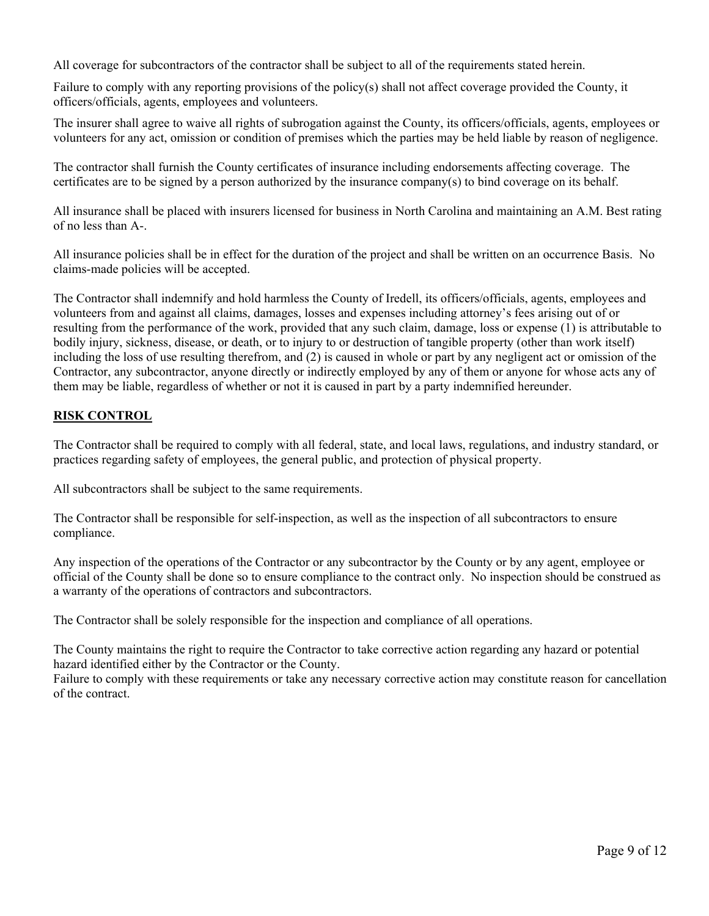All coverage for subcontractors of the contractor shall be subject to all of the requirements stated herein.

Failure to comply with any reporting provisions of the policy(s) shall not affect coverage provided the County, it officers/officials, agents, employees and volunteers.

The insurer shall agree to waive all rights of subrogation against the County, its officers/officials, agents, employees or volunteers for any act, omission or condition of premises which the parties may be held liable by reason of negligence.

The contractor shall furnish the County certificates of insurance including endorsements affecting coverage. The certificates are to be signed by a person authorized by the insurance company(s) to bind coverage on its behalf.

All insurance shall be placed with insurers licensed for business in North Carolina and maintaining an A.M. Best rating of no less than A-.

All insurance policies shall be in effect for the duration of the project and shall be written on an occurrence Basis. No claims-made policies will be accepted.

The Contractor shall indemnify and hold harmless the County of Iredell, its officers/officials, agents, employees and volunteers from and against all claims, damages, losses and expenses including attorney's fees arising out of or resulting from the performance of the work, provided that any such claim, damage, loss or expense (1) is attributable to bodily injury, sickness, disease, or death, or to injury to or destruction of tangible property (other than work itself) including the loss of use resulting therefrom, and (2) is caused in whole or part by any negligent act or omission of the Contractor, any subcontractor, anyone directly or indirectly employed by any of them or anyone for whose acts any of them may be liable, regardless of whether or not it is caused in part by a party indemnified hereunder.

## RISK CONTROL

The Contractor shall be required to comply with all federal, state, and local laws, regulations, and industry standard, or practices regarding safety of employees, the general public, and protection of physical property.

All subcontractors shall be subject to the same requirements.

The Contractor shall be responsible for self-inspection, as well as the inspection of all subcontractors to ensure compliance.

Any inspection of the operations of the Contractor or any subcontractor by the County or by any agent, employee or official of the County shall be done so to ensure compliance to the contract only. No inspection should be construed as a warranty of the operations of contractors and subcontractors.

The Contractor shall be solely responsible for the inspection and compliance of all operations.

The County maintains the right to require the Contractor to take corrective action regarding any hazard or potential hazard identified either by the Contractor or the County.
Failure to comply with these requirements or take any necessary corrective action may constitute reason for cancellation of the contract.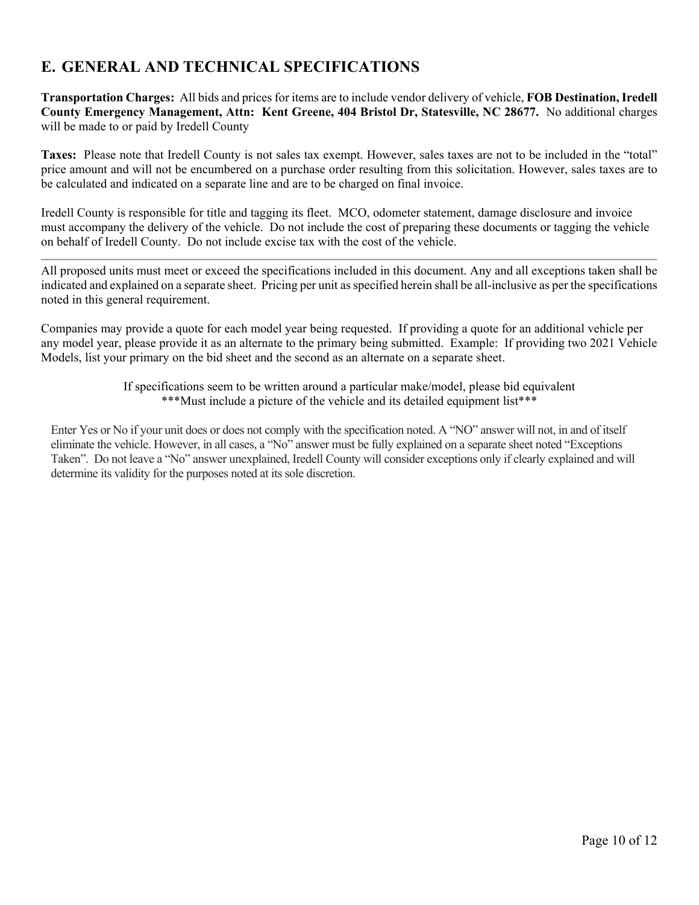## E. GENERAL AND TECHNICAL SPECIFICATIONS

**Transportation Charges:** All bids and prices for items are to include vendor delivery of vehicle, **FOB Destination, Iredell County Emergency Management, Attn: Kent Greene, 404 Bristol Dr, Statesville, NC 28677.** No additional charges will be made to or paid by Iredell County

**Taxes:** Please note that Iredell County is not sales tax exempt. However, sales taxes are not to be included in the "total" price amount and will not be encumbered on a purchase order resulting from this solicitation. However, sales taxes are to be calculated and indicated on a separate line and are to be charged on final invoice.

Iredell County is responsible for title and tagging its fleet. MCO, odometer statement, damage disclosure and invoice must accompany the delivery of the vehicle. Do not include the cost of preparing these documents or tagging the vehicle on behalf of Iredell County. Do not include excise tax with the cost of the vehicle.

---

All proposed units must meet or exceed the specifications included in this document. Any and all exceptions taken shall be indicated and explained on a separate sheet. Pricing per unit as specified herein shall be all-inclusive as per the specifications noted in this general requirement.

Companies may provide a quote for each model year being requested. If providing a quote for an additional vehicle per any model year, please provide it as an alternate to the primary being submitted. Example: If providing two 2021 Vehicle Models, list your primary on the bid sheet and the second as an alternate on a separate sheet.

If specifications seem to be written around a particular make/model, please bid equivalent
***Must include a picture of the vehicle and its detailed equipment list***

Enter Yes or No if your unit does or does not comply with the specification noted. A "NO" answer will not, in and of itself eliminate the vehicle. However, in all cases, a "No" answer must be fully explained on a separate sheet noted "Exceptions Taken". Do not leave a "No" answer unexplained, Iredell County will consider exceptions only if clearly explained and will determine its validity for the purposes noted at its sole discretion.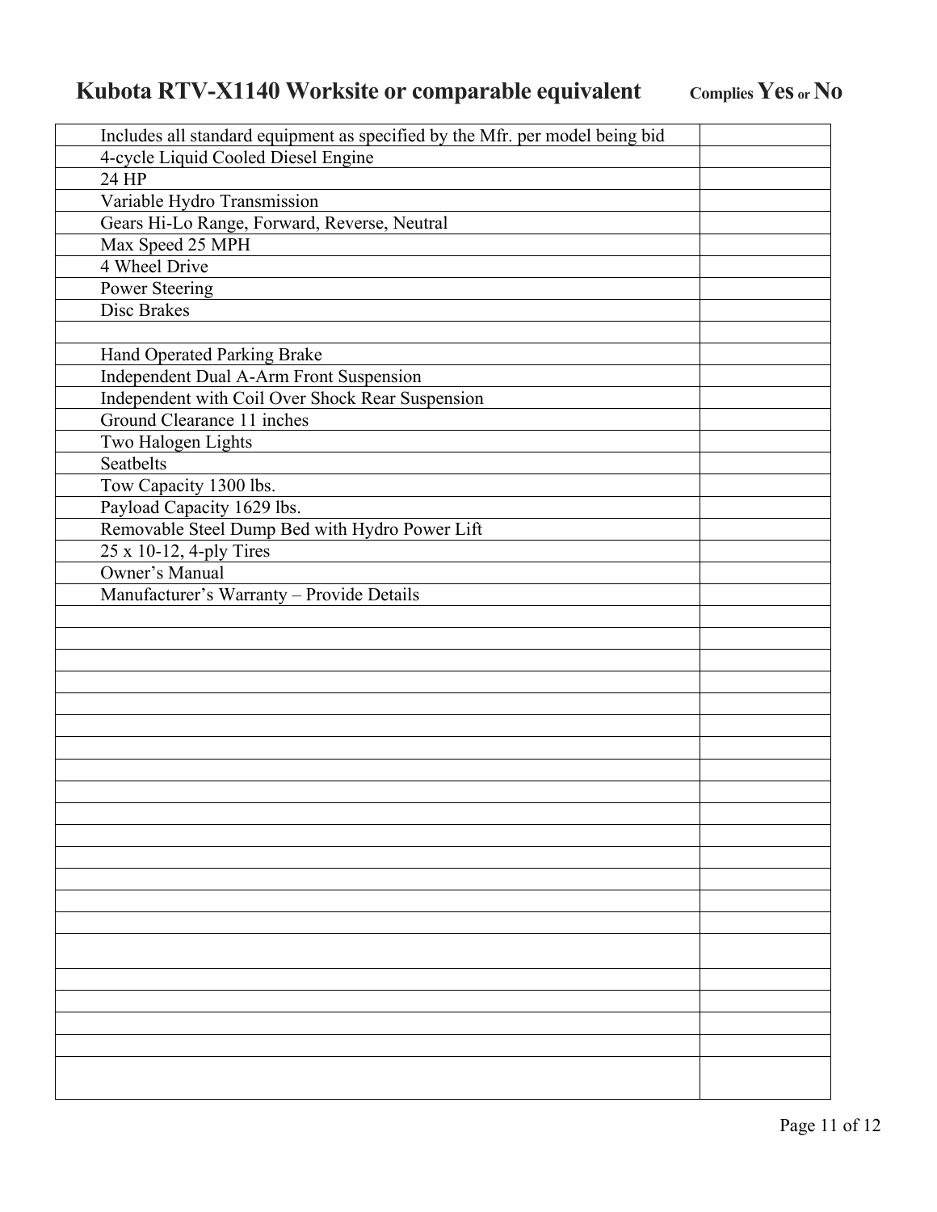# Kubota RTV-X1140 Worksite or comparable equivalent — Complies Yes or No

| Specification | Complies Yes or No |
|---|---|
| Includes all standard equipment as specified by the Mfr. per model being bid | |
| 4-cycle Liquid Cooled Diesel Engine | |
| 24 HP | |
| Variable Hydro Transmission | |
| Gears Hi-Lo Range, Forward, Reverse, Neutral | |
| Max Speed 25 MPH | |
| 4 Wheel Drive | |
| Power Steering | |
| Disc Brakes | |
| | |
| Hand Operated Parking Brake | |
| Independent Dual A-Arm Front Suspension | |
| Independent with Coil Over Shock Rear Suspension | |
| Ground Clearance 11 inches | |
| Two Halogen Lights | |
| Seatbelts | |
| Tow Capacity 1300 lbs. | |
| Payload Capacity 1629 lbs. | |
| Removable Steel Dump Bed with Hydro Power Lift | |
| 25 x 10-12, 4-ply Tires | |
| Owner's Manual | |
| Manufacturer's Warranty – Provide Details | |
| | |
| | |
| | |
| | |
| | |
| | |
| | |
| | |
| | |
| | |
| | |
| | |
| | |
| | |
| | |
| | |
| | |
| | |
| | |
| | |
| | |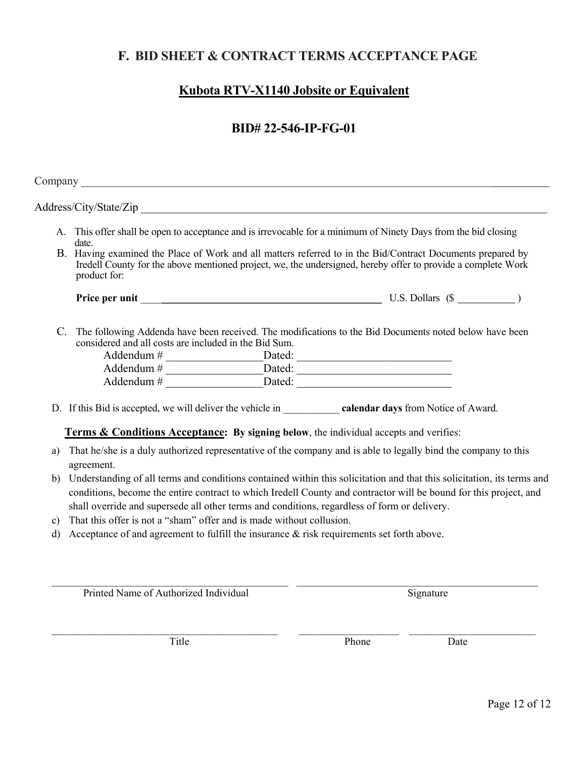## F. BID SHEET & CONTRACT TERMS ACCEPTANCE PAGE

## Kubota RTV-X1140 Jobsite or Equivalent

## BID# 22-546-IP-FG-01

Company ____________________________________________________________________________________

Address/City/State/Zip ______________________________________________________________________

A. This offer shall be open to acceptance and is irrevocable for a minimum of Ninety Days from the bid closing date.

B. Having examined the Place of Work and all matters referred to in the Bid/Contract Documents prepared by Iredell County for the above mentioned project, we, the undersigned, hereby offer to provide a complete Work product for:

**Price per unit** ________________________________________________ U.S. Dollars ($ ___________ )

C. The following Addenda have been received. The modifications to the Bid Documents noted below have been considered and all costs are included in the Bid Sum.

Addendum # _________________ Dated: ____________________________

Addendum # _________________ Dated: ____________________________

Addendum # _________________ Dated: ____________________________

D. If this Bid is accepted, we will deliver the vehicle in ___________ **calendar days** from Notice of Award.

**Terms & Conditions Acceptance: By signing below**, the individual accepts and verifies:

a) That he/she is a duly authorized representative of the company and is able to legally bind the company to this agreement.

b) Understanding of all terms and conditions contained within this solicitation and that this solicitation, its terms and conditions, become the entire contract to which Iredell County and contractor will be bound for this project, and shall override and supersede all other terms and conditions, regardless of form or delivery.

c) That this offer is not a "sham" offer and is made without collusion.

d) Acceptance of and agreement to fulfill the insurance & risk requirements set forth above.

_______________________________________________ _______________________________________________

Printed Name of Authorized Individual Signature

_______________________________________________ ____________________ _________________________

Title Phone Date